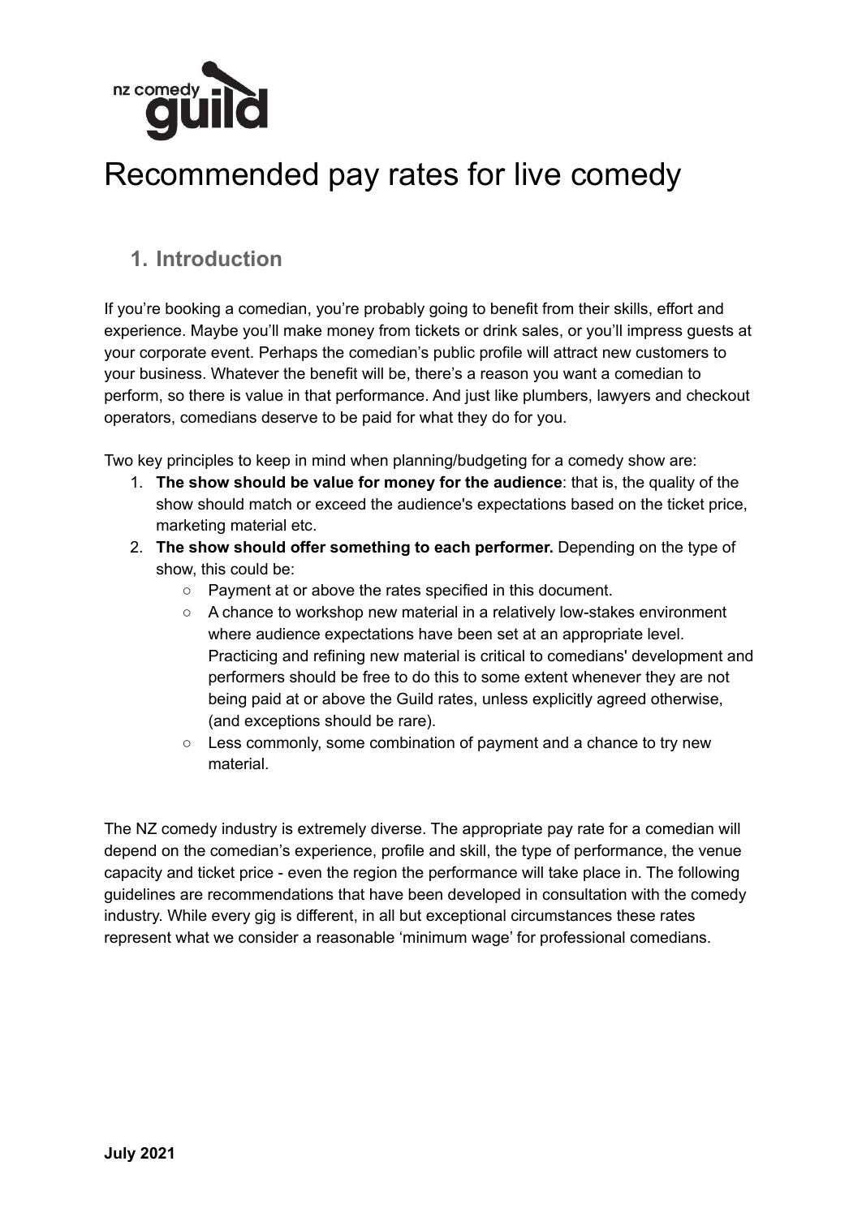nz comedy guild

# Recommended pay rates for live comedy

## 1. Introduction

If you're booking a comedian, you're probably going to benefit from their skills, effort and experience. Maybe you'll make money from tickets or drink sales, or you'll impress guests at your corporate event. Perhaps the comedian's public profile will attract new customers to your business. Whatever the benefit will be, there's a reason you want a comedian to perform, so there is value in that performance. And just like plumbers, lawyers and checkout operators, comedians deserve to be paid for what they do for you.

Two key principles to keep in mind when planning/budgeting for a comedy show are:

1. **The show should be value for money for the audience**: that is, the quality of the show should match or exceed the audience's expectations based on the ticket price, marketing material etc.
2. **The show should offer something to each performer.** Depending on the type of show, this could be:
   - Payment at or above the rates specified in this document.
   - A chance to workshop new material in a relatively low-stakes environment where audience expectations have been set at an appropriate level. Practicing and refining new material is critical to comedians' development and performers should be free to do this to some extent whenever they are not being paid at or above the Guild rates, unless explicitly agreed otherwise, (and exceptions should be rare).
   - Less commonly, some combination of payment and a chance to try new material.

The NZ comedy industry is extremely diverse. The appropriate pay rate for a comedian will depend on the comedian's experience, profile and skill, the type of performance, the venue capacity and ticket price - even the region the performance will take place in. The following guidelines are recommendations that have been developed in consultation with the comedy industry. While every gig is different, in all but exceptional circumstances these rates represent what we consider a reasonable 'minimum wage' for professional comedians.

**July 2021**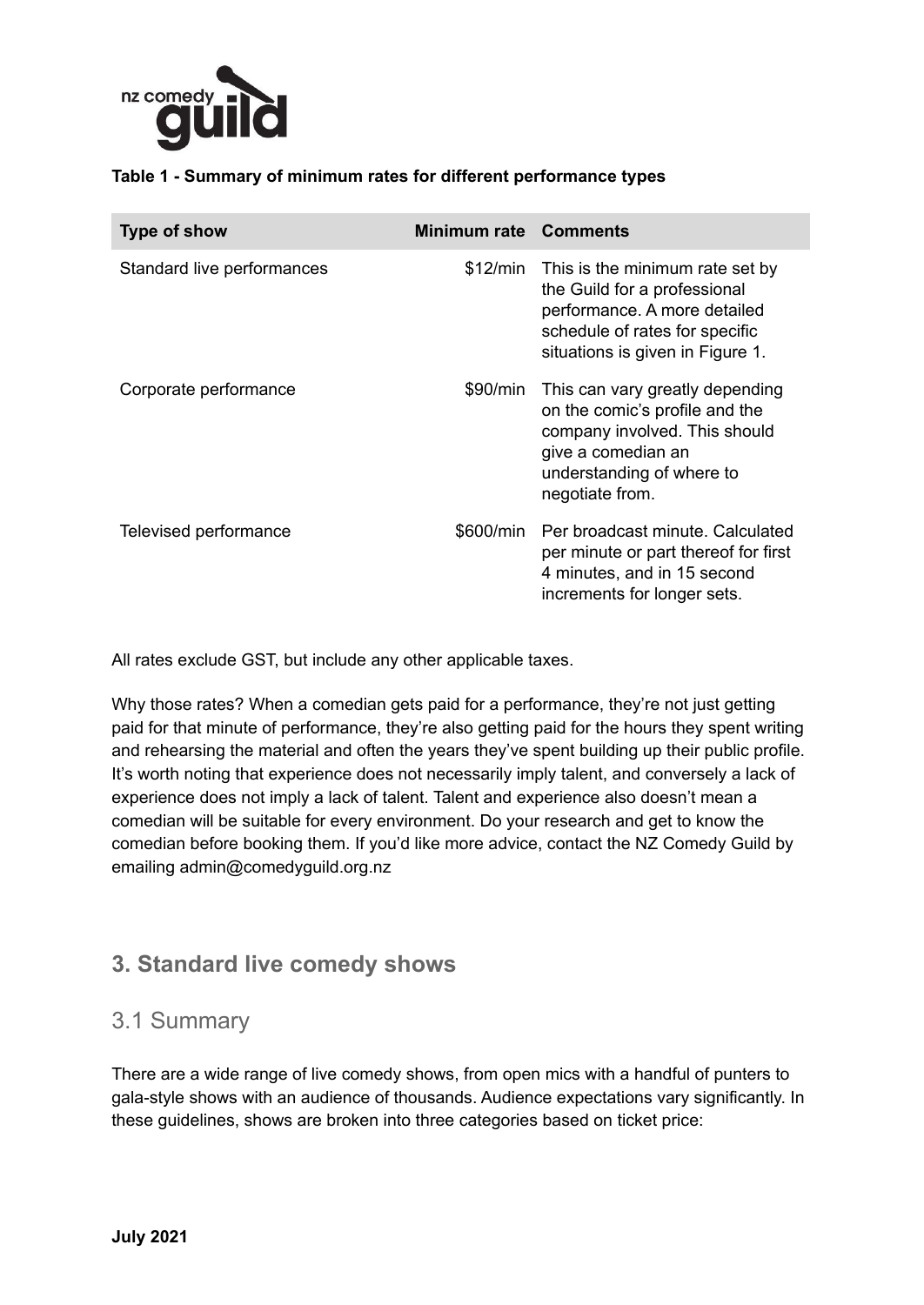**Table 1 - Summary of minimum rates for different performance types**

| Type of show | Minimum rate | Comments |
|---|---|---|
| Standard live performances | $12/min | This is the minimum rate set by the Guild for a professional performance. A more detailed schedule of rates for specific situations is given in Figure 1. |
| Corporate performance | $90/min | This can vary greatly depending on the comic's profile and the company involved. This should give a comedian an understanding of where to negotiate from. |
| Televised performance | $600/min | Per broadcast minute. Calculated per minute or part thereof for first 4 minutes, and in 15 second increments for longer sets. |

All rates exclude GST, but include any other applicable taxes.

Why those rates? When a comedian gets paid for a performance, they're not just getting paid for that minute of performance, they're also getting paid for the hours they spent writing and rehearsing the material and often the years they've spent building up their public profile. It's worth noting that experience does not necessarily imply talent, and conversely a lack of experience does not imply a lack of talent. Talent and experience also doesn't mean a comedian will be suitable for every environment. Do your research and get to know the comedian before booking them. If you'd like more advice, contact the NZ Comedy Guild by emailing admin@comedyguild.org.nz

## 3. Standard live comedy shows

### 3.1 Summary

There are a wide range of live comedy shows, from open mics with a handful of punters to gala-style shows with an audience of thousands. Audience expectations vary significantly. In these guidelines, shows are broken into three categories based on ticket price: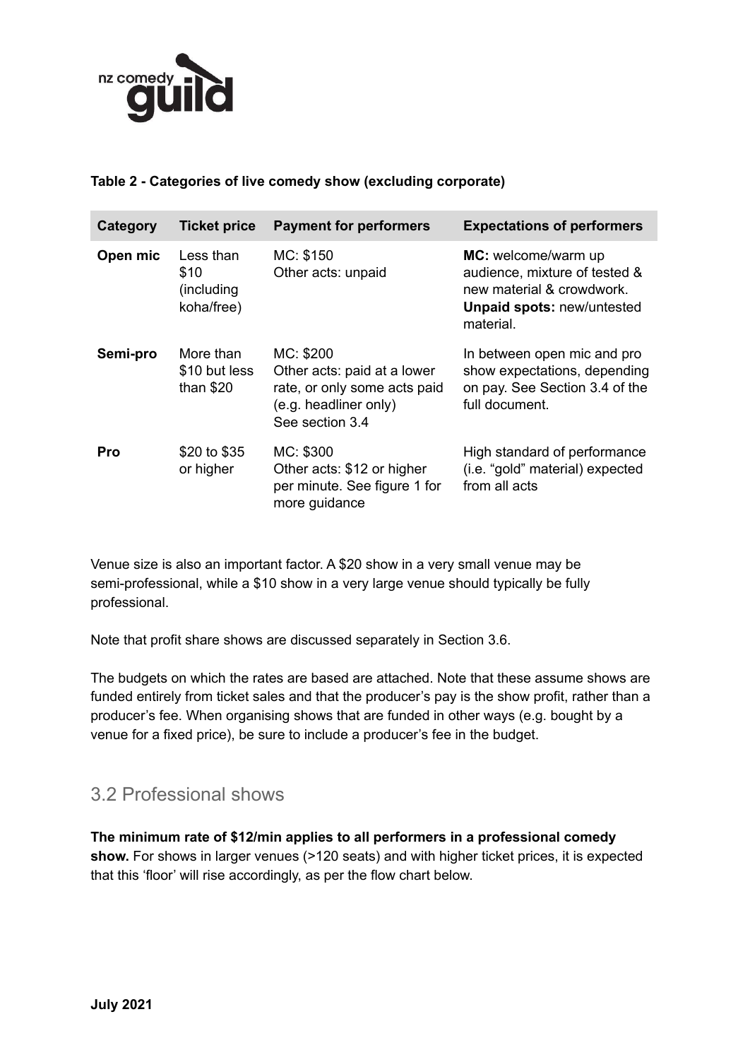**Table 2 - Categories of live comedy show (excluding corporate)**

| Category | Ticket price | Payment for performers | Expectations of performers |
|---|---|---|---|
| **Open mic** | Less than $10 (including koha/free) | MC: $150<br>Other acts: unpaid | **MC:** welcome/warm up audience, mixture of tested & new material & crowdwork.<br>**Unpaid spots:** new/untested material. |
| **Semi-pro** | More than $10 but less than $20 | MC: $200<br>Other acts: paid at a lower rate, or only some acts paid (e.g. headliner only)<br>See section 3.4 | In between open mic and pro show expectations, depending on pay. See Section 3.4 of the full document. |
| **Pro** | $20 to $35 or higher | MC: $300<br>Other acts: $12 or higher per minute. See figure 1 for more guidance | High standard of performance (i.e. "gold" material) expected from all acts |

Venue size is also an important factor. A $20 show in a very small venue may be semi-professional, while a $10 show in a very large venue should typically be fully professional.

Note that profit share shows are discussed separately in Section 3.6.

The budgets on which the rates are based are attached. Note that these assume shows are funded entirely from ticket sales and that the producer's pay is the show profit, rather than a producer's fee. When organising shows that are funded in other ways (e.g. bought by a venue for a fixed price), be sure to include a producer's fee in the budget.

## 3.2 Professional shows

**The minimum rate of $12/min applies to all performers in a professional comedy show.** For shows in larger venues (>120 seats) and with higher ticket prices, it is expected that this 'floor' will rise accordingly, as per the flow chart below.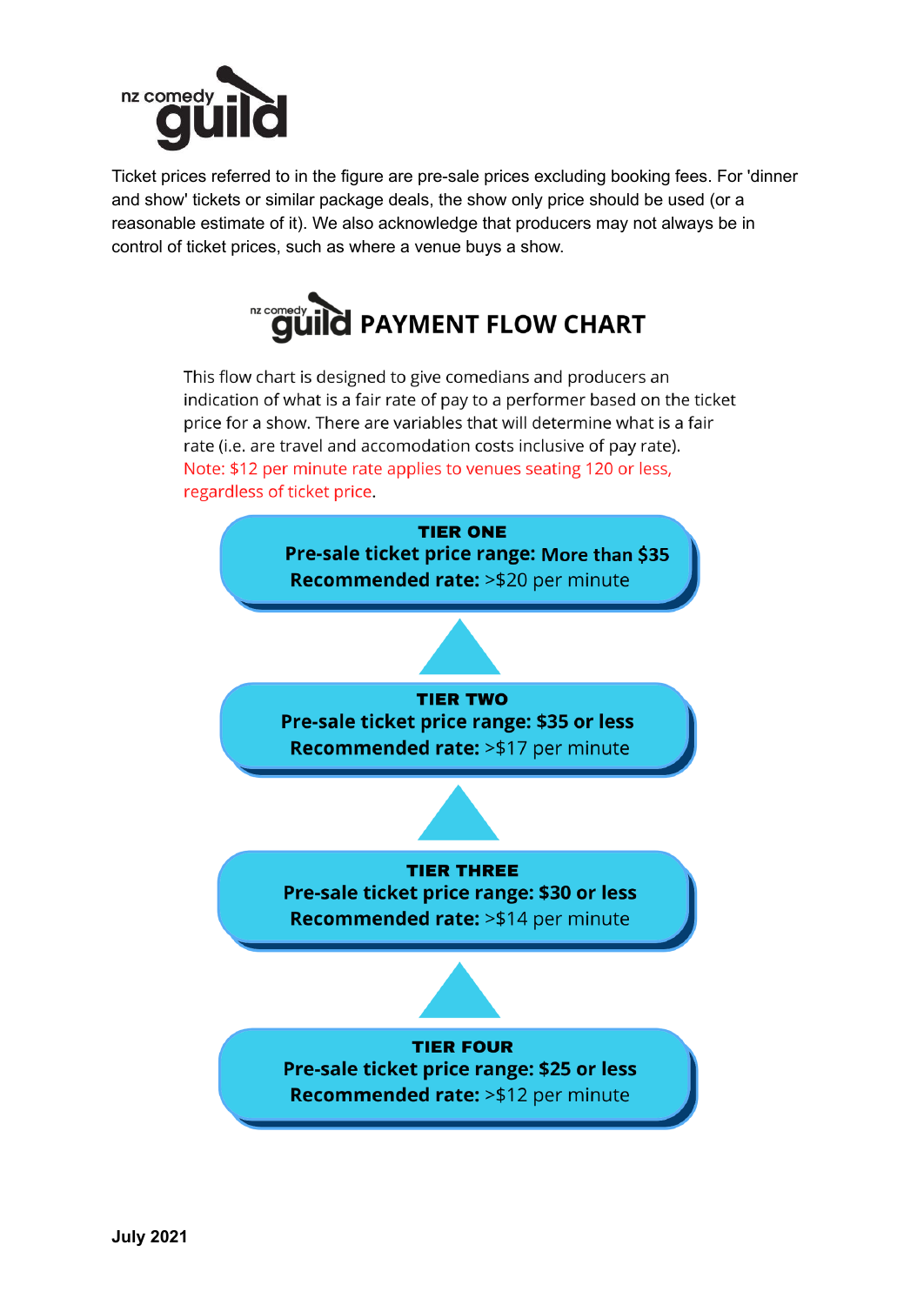Ticket prices referred to in the figure are pre-sale prices excluding booking fees. For 'dinner and show' tickets or similar package deals, the show only price should be used (or a reasonable estimate of it). We also acknowledge that producers may not always be in control of ticket prices, such as where a venue buys a show.

## PAYMENT FLOW CHART

This flow chart is designed to give comedians and producers an indication of what is a fair rate of pay to a performer based on the ticket price for a show. There are variables that will determine what is a fair rate (i.e. are travel and accomodation costs inclusive of pay rate).

Note: $12 per minute rate applies to venues seating 120 or less, regardless of ticket price.

**TIER ONE**
**Pre-sale ticket price range:** More than $35
**Recommended rate:** >$20 per minute

**TIER TWO**
**Pre-sale ticket price range: $35 or less**
**Recommended rate:** >$17 per minute

**TIER THREE**
**Pre-sale ticket price range: $30 or less**
**Recommended rate:** >$14 per minute

**TIER FOUR**
**Pre-sale ticket price range: $25 or less**
**Recommended rate:** >$12 per minute

**July 2021**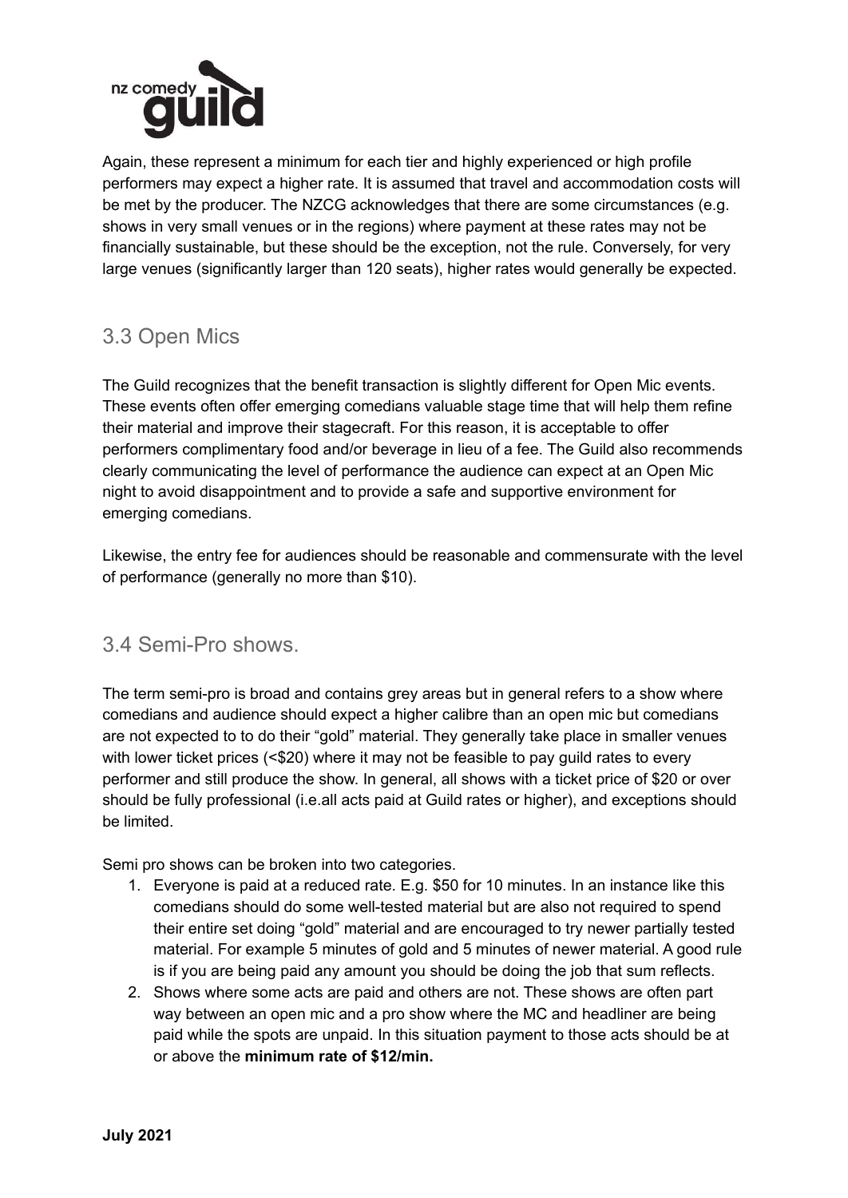Again, these represent a minimum for each tier and highly experienced or high profile performers may expect a higher rate. It is assumed that travel and accommodation costs will be met by the producer. The NZCG acknowledges that there are some circumstances (e.g. shows in very small venues or in the regions) where payment at these rates may not be financially sustainable, but these should be the exception, not the rule. Conversely, for very large venues (significantly larger than 120 seats), higher rates would generally be expected.

## 3.3 Open Mics

The Guild recognizes that the benefit transaction is slightly different for Open Mic events. These events often offer emerging comedians valuable stage time that will help them refine their material and improve their stagecraft. For this reason, it is acceptable to offer performers complimentary food and/or beverage in lieu of a fee. The Guild also recommends clearly communicating the level of performance the audience can expect at an Open Mic night to avoid disappointment and to provide a safe and supportive environment for emerging comedians.

Likewise, the entry fee for audiences should be reasonable and commensurate with the level of performance (generally no more than $10).

## 3.4 Semi-Pro shows.

The term semi-pro is broad and contains grey areas but in general refers to a show where comedians and audience should expect a higher calibre than an open mic but comedians are not expected to to do their "gold" material. They generally take place in smaller venues with lower ticket prices (<$20) where it may not be feasible to pay guild rates to every performer and still produce the show. In general, all shows with a ticket price of $20 or over should be fully professional (i.e.all acts paid at Guild rates or higher), and exceptions should be limited.

Semi pro shows can be broken into two categories.

1. Everyone is paid at a reduced rate. E.g. $50 for 10 minutes. In an instance like this comedians should do some well-tested material but are also not required to spend their entire set doing "gold" material and are encouraged to try newer partially tested material. For example 5 minutes of gold and 5 minutes of newer material. A good rule is if you are being paid any amount you should be doing the job that sum reflects.
2. Shows where some acts are paid and others are not. These shows are often part way between an open mic and a pro show where the MC and headliner are being paid while the spots are unpaid. In this situation payment to those acts should be at or above the **minimum rate of $12/min.**

**July 2021**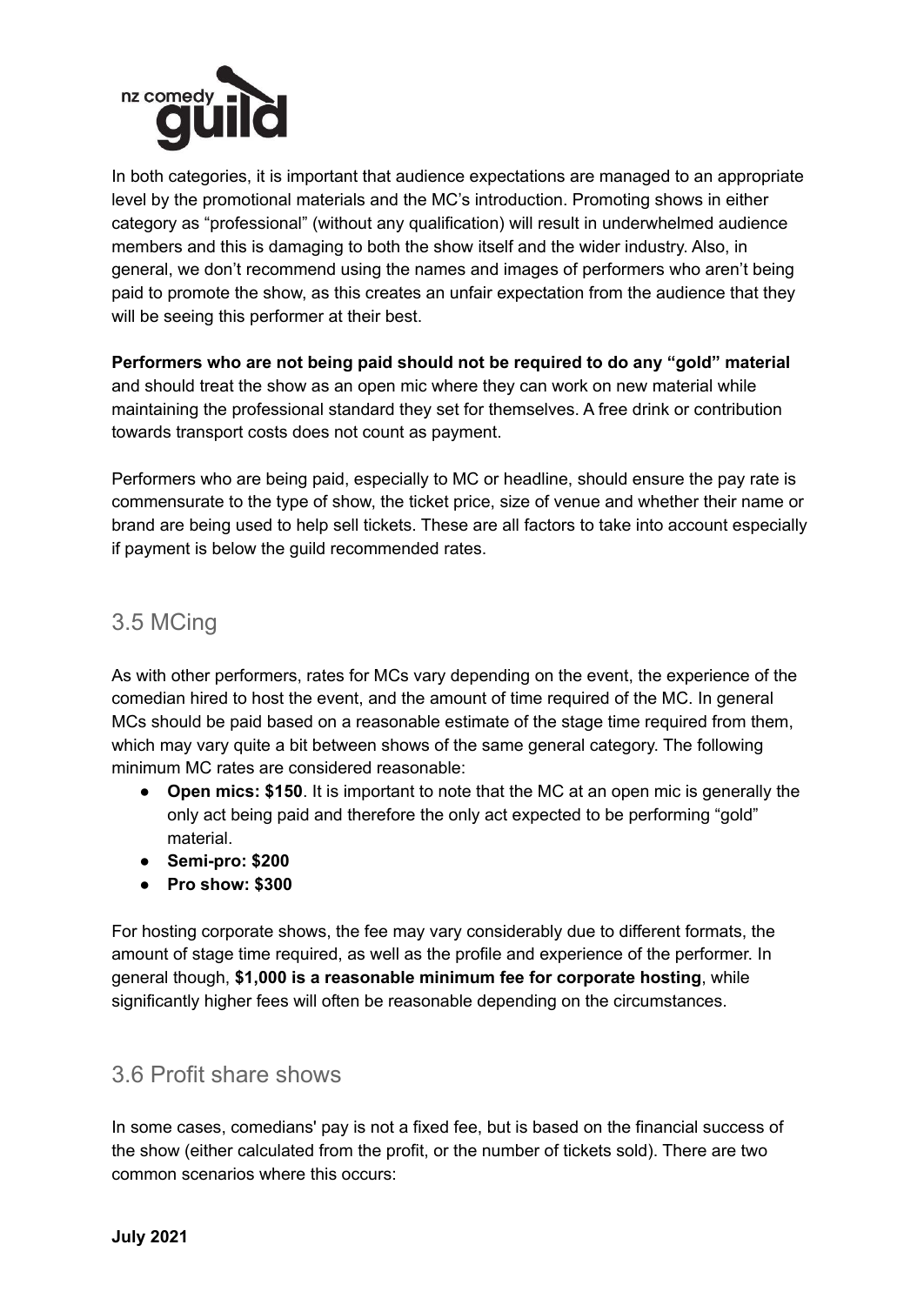In both categories, it is important that audience expectations are managed to an appropriate level by the promotional materials and the MC's introduction. Promoting shows in either category as "professional" (without any qualification) will result in underwhelmed audience members and this is damaging to both the show itself and the wider industry. Also, in general, we don't recommend using the names and images of performers who aren't being paid to promote the show, as this creates an unfair expectation from the audience that they will be seeing this performer at their best.

**Performers who are not being paid should not be required to do any "gold" material** and should treat the show as an open mic where they can work on new material while maintaining the professional standard they set for themselves. A free drink or contribution towards transport costs does not count as payment.

Performers who are being paid, especially to MC or headline, should ensure the pay rate is commensurate to the type of show, the ticket price, size of venue and whether their name or brand are being used to help sell tickets. These are all factors to take into account especially if payment is below the guild recommended rates.

## 3.5 MCing

As with other performers, rates for MCs vary depending on the event, the experience of the comedian hired to host the event, and the amount of time required of the MC. In general MCs should be paid based on a reasonable estimate of the stage time required from them, which may vary quite a bit between shows of the same general category. The following minimum MC rates are considered reasonable:

- **Open mics: $150**. It is important to note that the MC at an open mic is generally the only act being paid and therefore the only act expected to be performing "gold" material.
- **Semi-pro: $200**
- **Pro show: $300**

For hosting corporate shows, the fee may vary considerably due to different formats, the amount of stage time required, as well as the profile and experience of the performer. In general though, **$1,000 is a reasonable minimum fee for corporate hosting**, while significantly higher fees will often be reasonable depending on the circumstances.

## 3.6 Profit share shows

In some cases, comedians' pay is not a fixed fee, but is based on the financial success of the show (either calculated from the profit, or the number of tickets sold). There are two common scenarios where this occurs: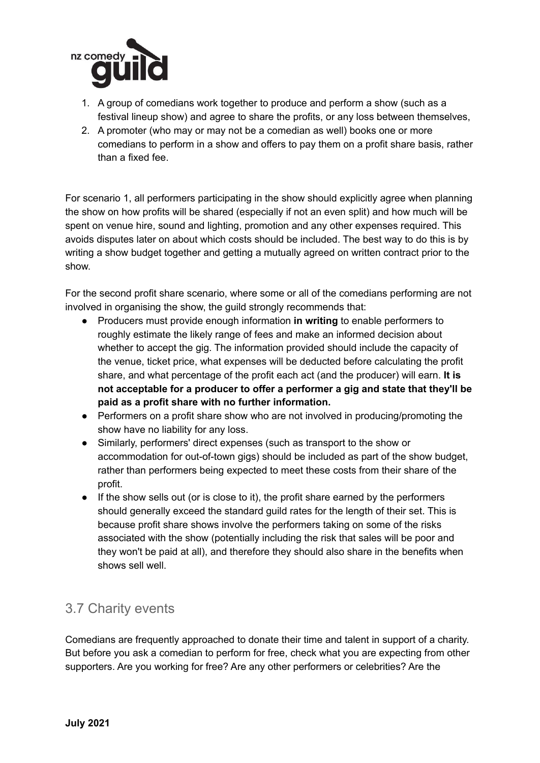1. A group of comedians work together to produce and perform a show (such as a festival lineup show) and agree to share the profits, or any loss between themselves,
2. A promoter (who may or may not be a comedian as well) books one or more comedians to perform in a show and offers to pay them on a profit share basis, rather than a fixed fee.

For scenario 1, all performers participating in the show should explicitly agree when planning the show on how profits will be shared (especially if not an even split) and how much will be spent on venue hire, sound and lighting, promotion and any other expenses required. This avoids disputes later on about which costs should be included. The best way to do this is by writing a show budget together and getting a mutually agreed on written contract prior to the show.

For the second profit share scenario, where some or all of the comedians performing are not involved in organising the show, the guild strongly recommends that:

- Producers must provide enough information **in writing** to enable performers to roughly estimate the likely range of fees and make an informed decision about whether to accept the gig. The information provided should include the capacity of the venue, ticket price, what expenses will be deducted before calculating the profit share, and what percentage of the profit each act (and the producer) will earn. **It is not acceptable for a producer to offer a performer a gig and state that they'll be paid as a profit share with no further information.**
- Performers on a profit share show who are not involved in producing/promoting the show have no liability for any loss.
- Similarly, performers' direct expenses (such as transport to the show or accommodation for out-of-town gigs) should be included as part of the show budget, rather than performers being expected to meet these costs from their share of the profit.
- If the show sells out (or is close to it), the profit share earned by the performers should generally exceed the standard guild rates for the length of their set. This is because profit share shows involve the performers taking on some of the risks associated with the show (potentially including the risk that sales will be poor and they won't be paid at all), and therefore they should also share in the benefits when shows sell well.

## 3.7 Charity events

Comedians are frequently approached to donate their time and talent in support of a charity. But before you ask a comedian to perform for free, check what you are expecting from other supporters. Are you working for free? Are any other performers or celebrities? Are the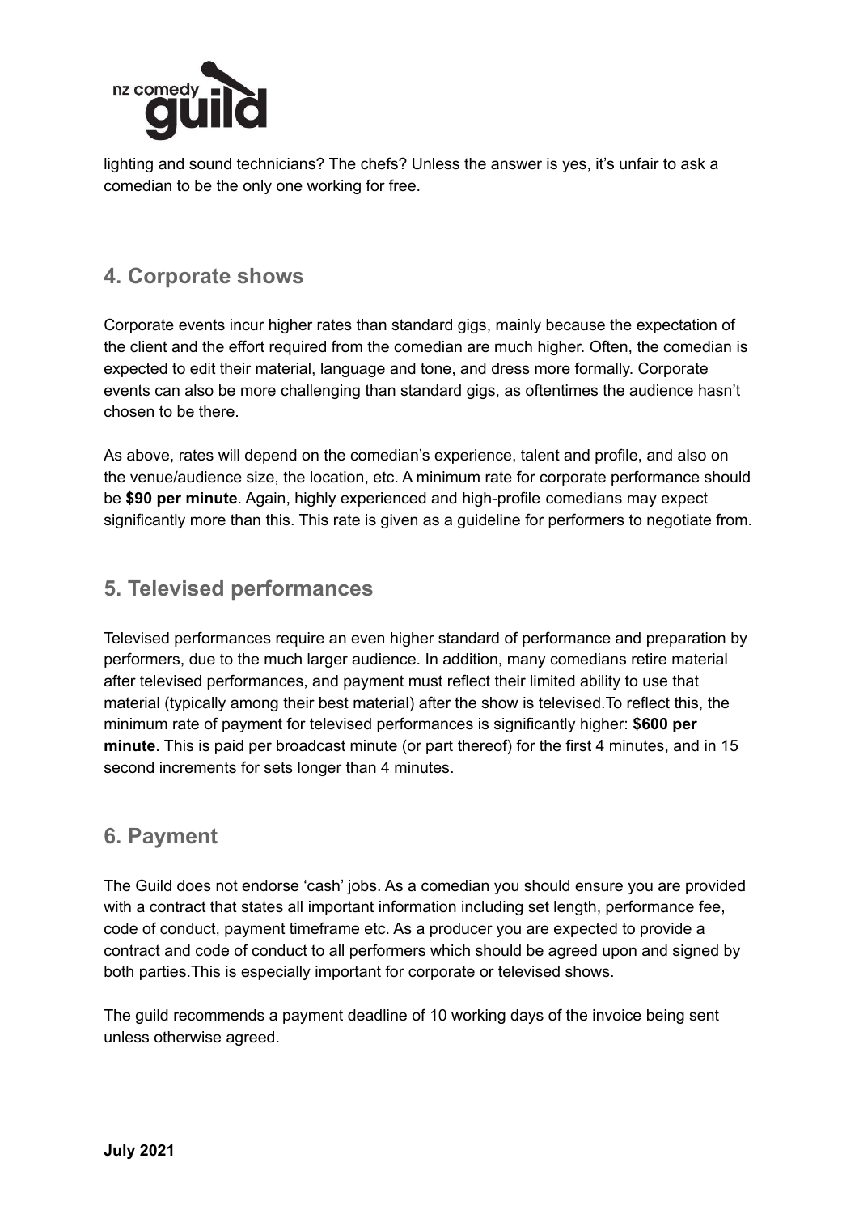lighting and sound technicians? The chefs? Unless the answer is yes, it's unfair to ask a comedian to be the only one working for free.

## 4. Corporate shows

Corporate events incur higher rates than standard gigs, mainly because the expectation of the client and the effort required from the comedian are much higher. Often, the comedian is expected to edit their material, language and tone, and dress more formally. Corporate events can also be more challenging than standard gigs, as oftentimes the audience hasn't chosen to be there.

As above, rates will depend on the comedian's experience, talent and profile, and also on the venue/audience size, the location, etc. A minimum rate for corporate performance should be **$90 per minute**. Again, highly experienced and high-profile comedians may expect significantly more than this. This rate is given as a guideline for performers to negotiate from.

## 5. Televised performances

Televised performances require an even higher standard of performance and preparation by performers, due to the much larger audience. In addition, many comedians retire material after televised performances, and payment must reflect their limited ability to use that material (typically among their best material) after the show is televised.To reflect this, the minimum rate of payment for televised performances is significantly higher: **$600 per minute**. This is paid per broadcast minute (or part thereof) for the first 4 minutes, and in 15 second increments for sets longer than 4 minutes.

## 6. Payment

The Guild does not endorse 'cash' jobs. As a comedian you should ensure you are provided with a contract that states all important information including set length, performance fee, code of conduct, payment timeframe etc. As a producer you are expected to provide a contract and code of conduct to all performers which should be agreed upon and signed by both parties.This is especially important for corporate or televised shows.

The guild recommends a payment deadline of 10 working days of the invoice being sent unless otherwise agreed.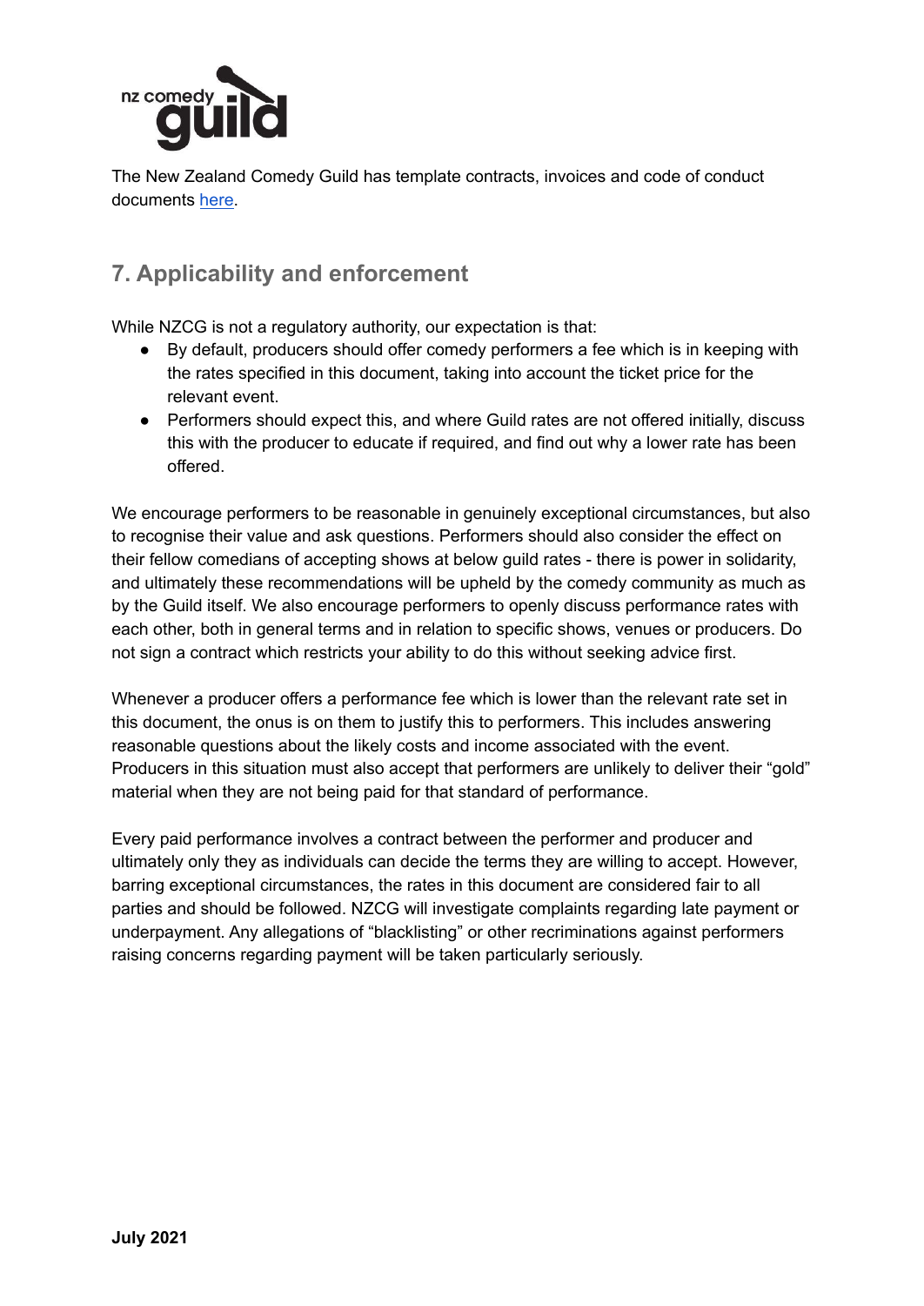The New Zealand Comedy Guild has template contracts, invoices and code of conduct documents here.

## 7. Applicability and enforcement

While NZCG is not a regulatory authority, our expectation is that:

- By default, producers should offer comedy performers a fee which is in keeping with the rates specified in this document, taking into account the ticket price for the relevant event.
- Performers should expect this, and where Guild rates are not offered initially, discuss this with the producer to educate if required, and find out why a lower rate has been offered.

We encourage performers to be reasonable in genuinely exceptional circumstances, but also to recognise their value and ask questions. Performers should also consider the effect on their fellow comedians of accepting shows at below guild rates - there is power in solidarity, and ultimately these recommendations will be upheld by the comedy community as much as by the Guild itself. We also encourage performers to openly discuss performance rates with each other, both in general terms and in relation to specific shows, venues or producers. Do not sign a contract which restricts your ability to do this without seeking advice first.

Whenever a producer offers a performance fee which is lower than the relevant rate set in this document, the onus is on them to justify this to performers. This includes answering reasonable questions about the likely costs and income associated with the event. Producers in this situation must also accept that performers are unlikely to deliver their "gold" material when they are not being paid for that standard of performance.

Every paid performance involves a contract between the performer and producer and ultimately only they as individuals can decide the terms they are willing to accept. However, barring exceptional circumstances, the rates in this document are considered fair to all parties and should be followed. NZCG will investigate complaints regarding late payment or underpayment. Any allegations of "blacklisting" or other recriminations against performers raising concerns regarding payment will be taken particularly seriously.

**July 2021**